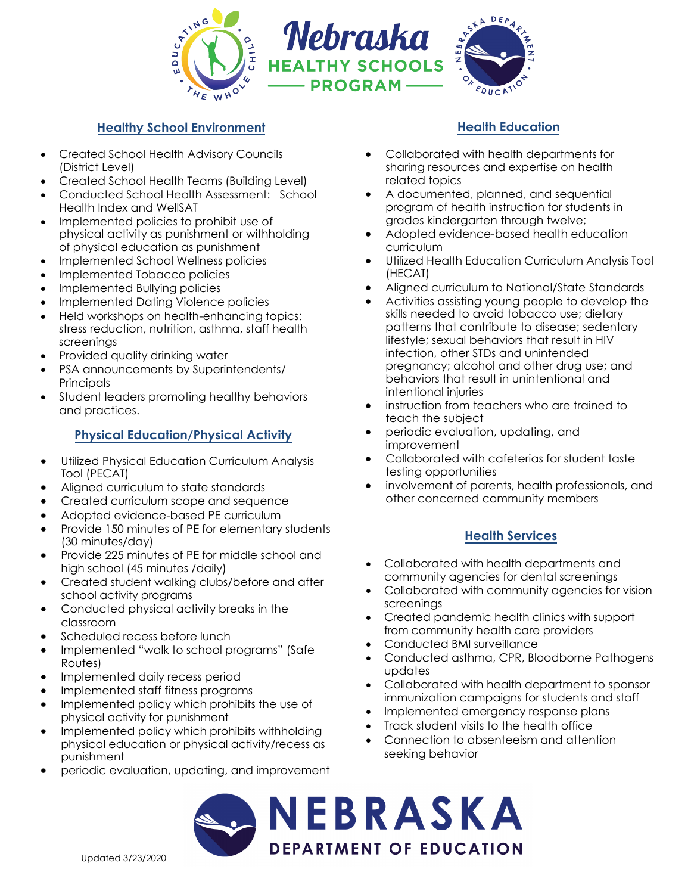# Nebraska HEALTHY SCHOOLS PROGRAM

## Healthy School Environment

- Created School Health Advisory Councils (District Level)
- Created School Health Teams (Building Level)
- Conducted School Health Assessment: School Health Index and WellSAT
- Implemented policies to prohibit use of physical activity as punishment or withholding of physical education as punishment
- Implemented School Wellness policies
- Implemented Tobacco policies
- Implemented Bullying policies
- Implemented Dating Violence policies
- Held workshops on health-enhancing topics: stress reduction, nutrition, asthma, staff health screenings
- Provided quality drinking water
- PSA announcements by Superintendents/ Principals
- Student leaders promoting healthy behaviors and practices.

## Physical Education/Physical Activity

- Utilized Physical Education Curriculum Analysis Tool (PECAT)
- Aligned curriculum to state standards
- Created curriculum scope and sequence
- Adopted evidence-based PE curriculum
- Provide 150 minutes of PE for elementary students (30 minutes/day)
- Provide 225 minutes of PE for middle school and high school (45 minutes /daily)
- Created student walking clubs/before and after school activity programs
- Conducted physical activity breaks in the classroom
- Scheduled recess before lunch
- Implemented "walk to school programs" (Safe Routes)
- Implemented daily recess period
- Implemented staff fitness programs
- Implemented policy which prohibits the use of physical activity for punishment
- Implemented policy which prohibits withholding physical education or physical activity/recess as punishment
- periodic evaluation, updating, and improvement

## Health Education

- Collaborated with health departments for sharing resources and expertise on health related topics
- A documented, planned, and sequential program of health instruction for students in grades kindergarten through twelve;
- Adopted evidence-based health education curriculum
- Utilized Health Education Curriculum Analysis Tool (HECAT)
- Aligned curriculum to National/State Standards
- Activities assisting young people to develop the skills needed to avoid tobacco use; dietary patterns that contribute to disease; sedentary lifestyle; sexual behaviors that result in HIV infection, other STDs and unintended pregnancy; alcohol and other drug use; and behaviors that result in unintentional and intentional injuries
- instruction from teachers who are trained to teach the subject
- periodic evaluation, updating, and improvement
- Collaborated with cafeterias for student taste testing opportunities
- involvement of parents, health professionals, and other concerned community members

## Health Services

- Collaborated with health departments and community agencies for dental screenings
- Collaborated with community agencies for vision screenings
- Created pandemic health clinics with support from community health care providers
- Conducted BMI surveillance
- Conducted asthma, CPR, Bloodborne Pathogens updates
- Collaborated with health department to sponsor immunization campaigns for students and staff
- Implemented emergency response plans
- Track student visits to the health office
- Connection to absenteeism and attention seeking behavior

NEBRASKA DEPARTMENT OF EDUCATION

Updated 3/23/2020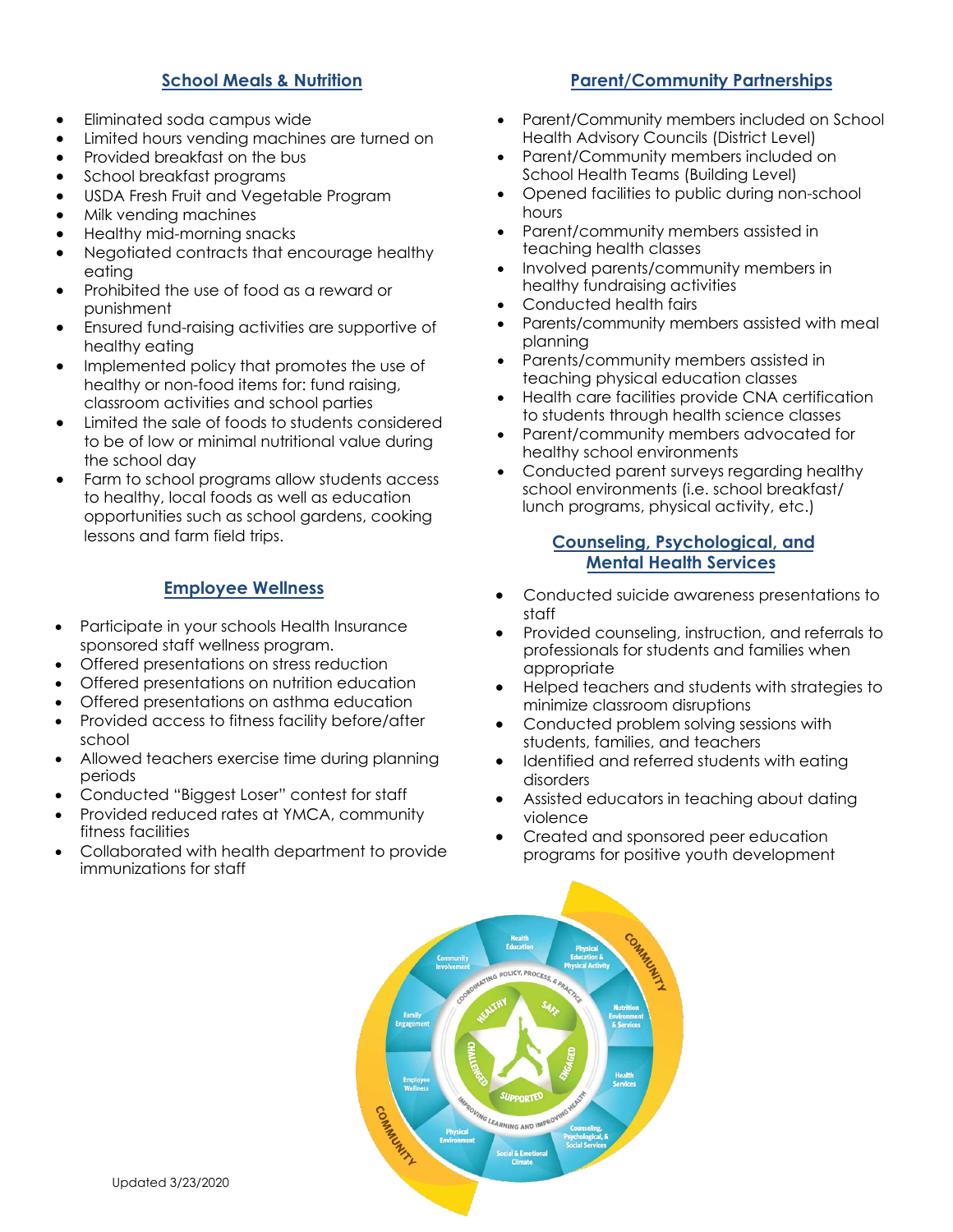## School Meals & Nutrition

- Eliminated soda campus wide
- Limited hours vending machines are turned on
- Provided breakfast on the bus
- School breakfast programs
- USDA Fresh Fruit and Vegetable Program
- Milk vending machines
- Healthy mid-morning snacks
- Negotiated contracts that encourage healthy eating
- Prohibited the use of food as a reward or punishment
- Ensured fund-raising activities are supportive of healthy eating
- Implemented policy that promotes the use of healthy or non-food items for: fund raising, classroom activities and school parties
- Limited the sale of foods to students considered to be of low or minimal nutritional value during the school day
- Farm to school programs allow students access to healthy, local foods as well as education opportunities such as school gardens, cooking lessons and farm field trips.

## Employee Wellness

- Participate in your schools Health Insurance sponsored staff wellness program.
- Offered presentations on stress reduction
- Offered presentations on nutrition education
- Offered presentations on asthma education
- Provided access to fitness facility before/after school
- Allowed teachers exercise time during planning periods
- Conducted "Biggest Loser" contest for staff
- Provided reduced rates at YMCA, community fitness facilities
- Collaborated with health department to provide immunizations for staff

## Parent/Community Partnerships

- Parent/Community members included on School Health Advisory Councils (District Level)
- Parent/Community members included on School Health Teams (Building Level)
- Opened facilities to public during non-school hours
- Parent/community members assisted in teaching health classes
- Involved parents/community members in healthy fundraising activities
- Conducted health fairs
- Parents/community members assisted with meal planning
- Parents/community members assisted in teaching physical education classes
- Health care facilities provide CNA certification to students through health science classes
- Parent/community members advocated for healthy school environments
- Conducted parent surveys regarding healthy school environments (i.e. school breakfast/ lunch programs, physical activity, etc.)

## Counseling, Psychological, and Mental Health Services

- Conducted suicide awareness presentations to staff
- Provided counseling, instruction, and referrals to professionals for students and families when appropriate
- Helped teachers and students with strategies to minimize classroom disruptions
- Conducted problem solving sessions with students, families, and teachers
- Identified and referred students with eating disorders
- Assisted educators in teaching about dating violence
- Created and sponsored peer education programs for positive youth development

COMMUNITY
Health Education
Physical Education & Physical Activity
Nutrition Environment & Services
Health Services
Counseling, Psychological, & Social Services
Social & Emotional Climate
Physical Environment
Employee Wellness
Family Engagement
Community Involvement
COORDINATING POLICY, PROCESS, & PRACTICE
HEALTHY
SAFE
ENGAGED
SUPPORTED
CHALLENGED
IMPROVING LEARNING AND IMPROVING HEALTH
COMMUNITY

Updated 3/23/2020